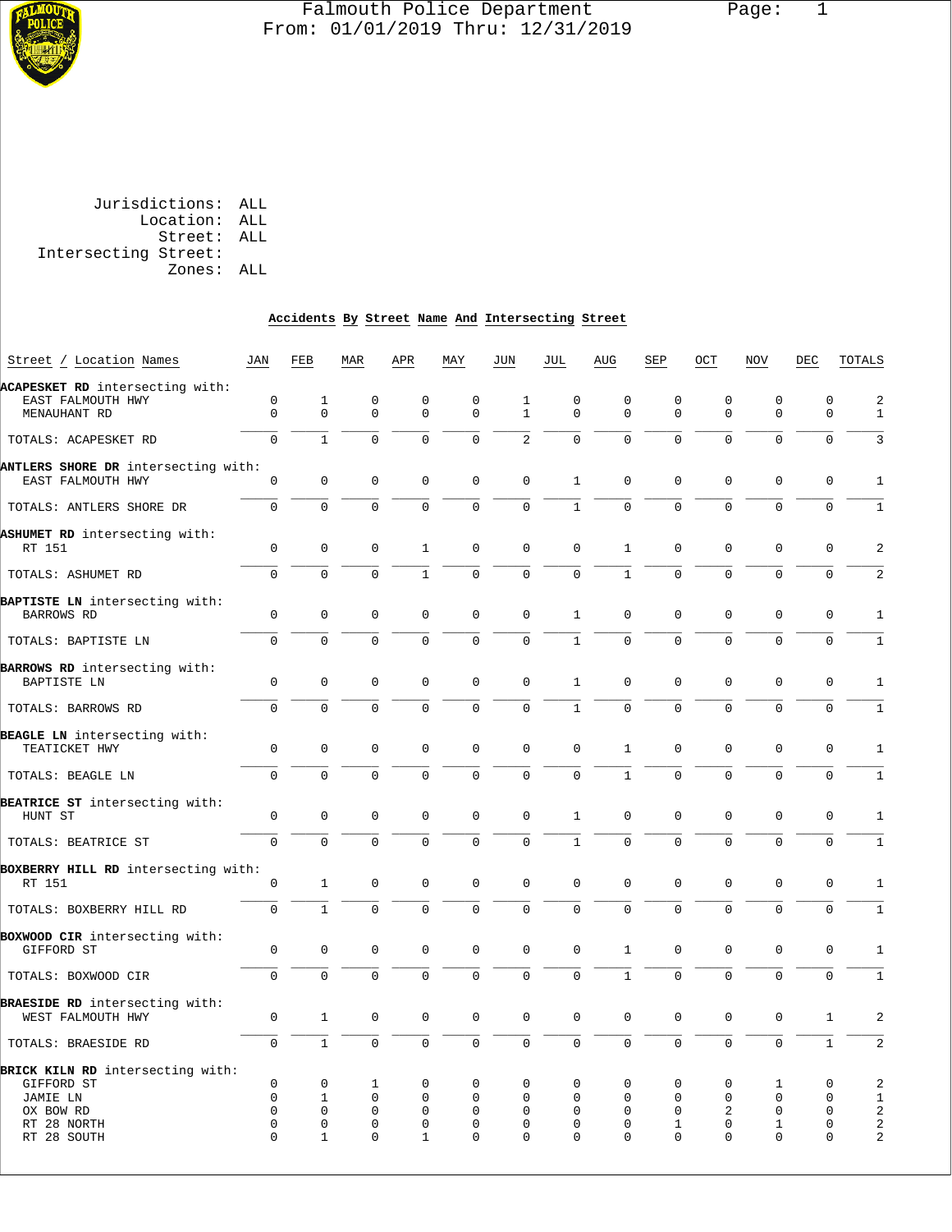# Falmouth Police Department

From: 01/01/2019 Thru: 12/31/2019

Jurisdictions: ALL
Location: ALL
Street: ALL
Intersecting Street:
Zones: ALL

## Accidents By Street Name And Intersecting Street

| Street / Location Names | JAN | FEB | MAR | APR | MAY | JUN | JUL | AUG | SEP | OCT | NOV | DEC | TOTALS |
|---|---|---|---|---|---|---|---|---|---|---|---|---|---|
| **ACAPESKET RD** intersecting with: | | | | | | | | | | | | | |
| EAST FALMOUTH HWY | 0 | 1 | 0 | 0 | 0 | 1 | 0 | 0 | 0 | 0 | 0 | 0 | 2 |
| MENAUHANT RD | 0 | 0 | 0 | 0 | 0 | 1 | 0 | 0 | 0 | 0 | 0 | 0 | 1 |
| TOTALS: ACAPESKET RD | 0 | 1 | 0 | 0 | 0 | 2 | 0 | 0 | 0 | 0 | 0 | 0 | 3 |
| **ANTLERS SHORE DR** intersecting with: | | | | | | | | | | | | | |
| EAST FALMOUTH HWY | 0 | 0 | 0 | 0 | 0 | 0 | 1 | 0 | 0 | 0 | 0 | 0 | 1 |
| TOTALS: ANTLERS SHORE DR | 0 | 0 | 0 | 0 | 0 | 0 | 1 | 0 | 0 | 0 | 0 | 0 | 1 |
| **ASHUMET RD** intersecting with: | | | | | | | | | | | | | |
| RT 151 | 0 | 0 | 0 | 1 | 0 | 0 | 0 | 1 | 0 | 0 | 0 | 0 | 2 |
| TOTALS: ASHUMET RD | 0 | 0 | 0 | 1 | 0 | 0 | 0 | 1 | 0 | 0 | 0 | 0 | 2 |
| **BAPTISTE LN** intersecting with: | | | | | | | | | | | | | |
| BARROWS RD | 0 | 0 | 0 | 0 | 0 | 0 | 1 | 0 | 0 | 0 | 0 | 0 | 1 |
| TOTALS: BAPTISTE LN | 0 | 0 | 0 | 0 | 0 | 0 | 1 | 0 | 0 | 0 | 0 | 0 | 1 |
| **BARROWS RD** intersecting with: | | | | | | | | | | | | | |
| BAPTISTE LN | 0 | 0 | 0 | 0 | 0 | 0 | 1 | 0 | 0 | 0 | 0 | 0 | 1 |
| TOTALS: BARROWS RD | 0 | 0 | 0 | 0 | 0 | 0 | 1 | 0 | 0 | 0 | 0 | 0 | 1 |
| **BEAGLE LN** intersecting with: | | | | | | | | | | | | | |
| TEATICKET HWY | 0 | 0 | 0 | 0 | 0 | 0 | 0 | 1 | 0 | 0 | 0 | 0 | 1 |
| TOTALS: BEAGLE LN | 0 | 0 | 0 | 0 | 0 | 0 | 0 | 1 | 0 | 0 | 0 | 0 | 1 |
| **BEATRICE ST** intersecting with: | | | | | | | | | | | | | |
| HUNT ST | 0 | 0 | 0 | 0 | 0 | 0 | 1 | 0 | 0 | 0 | 0 | 0 | 1 |
| TOTALS: BEATRICE ST | 0 | 0 | 0 | 0 | 0 | 0 | 1 | 0 | 0 | 0 | 0 | 0 | 1 |
| **BOXBERRY HILL RD** intersecting with: | | | | | | | | | | | | | |
| RT 151 | 0 | 1 | 0 | 0 | 0 | 0 | 0 | 0 | 0 | 0 | 0 | 0 | 1 |
| TOTALS: BOXBERRY HILL RD | 0 | 1 | 0 | 0 | 0 | 0 | 0 | 0 | 0 | 0 | 0 | 0 | 1 |
| **BOXWOOD CIR** intersecting with: | | | | | | | | | | | | | |
| GIFFORD ST | 0 | 0 | 0 | 0 | 0 | 0 | 0 | 1 | 0 | 0 | 0 | 0 | 1 |
| TOTALS: BOXWOOD CIR | 0 | 0 | 0 | 0 | 0 | 0 | 0 | 1 | 0 | 0 | 0 | 0 | 1 |
| **BRAESIDE RD** intersecting with: | | | | | | | | | | | | | |
| WEST FALMOUTH HWY | 0 | 1 | 0 | 0 | 0 | 0 | 0 | 0 | 0 | 0 | 0 | 1 | 2 |
| TOTALS: BRAESIDE RD | 0 | 1 | 0 | 0 | 0 | 0 | 0 | 0 | 0 | 0 | 0 | 1 | 2 |
| **BRICK KILN RD** intersecting with: | | | | | | | | | | | | | |
| GIFFORD ST | 0 | 0 | 1 | 0 | 0 | 0 | 0 | 0 | 0 | 0 | 1 | 0 | 2 |
| JAMIE LN | 0 | 1 | 0 | 0 | 0 | 0 | 0 | 0 | 0 | 0 | 0 | 0 | 1 |
| OX BOW RD | 0 | 0 | 0 | 0 | 0 | 0 | 0 | 0 | 0 | 2 | 0 | 0 | 2 |
| RT 28 NORTH | 0 | 0 | 0 | 0 | 0 | 0 | 0 | 0 | 1 | 0 | 1 | 0 | 2 |
| RT 28 SOUTH | 0 | 1 | 0 | 1 | 0 | 0 | 0 | 0 | 0 | 0 | 0 | 0 | 2 |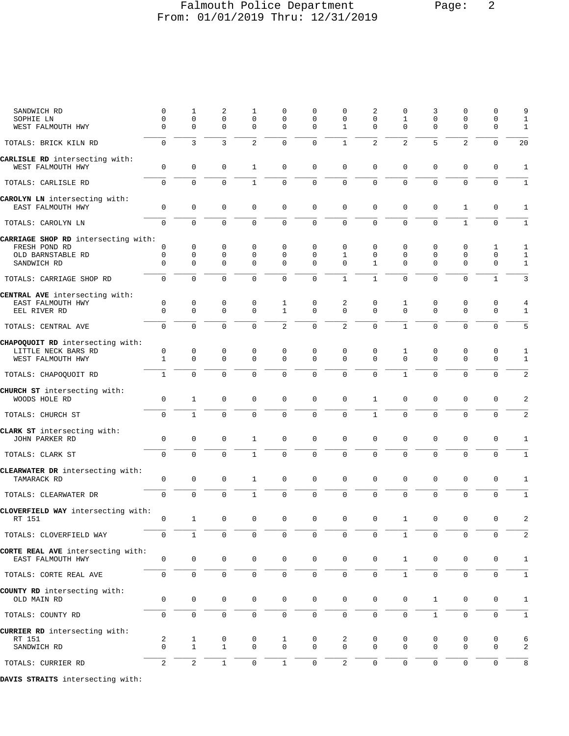| Street | | | | | | | | | | | | | Total |
|---|---|---|---|---|---|---|---|---|---|---|---|---|---|
| SANDWICH RD | 0 | 1 | 2 | 1 | 0 | 0 | 0 | 2 | 0 | 3 | 0 | 0 | 9 |
| SOPHIE LN | 0 | 0 | 0 | 0 | 0 | 0 | 0 | 0 | 1 | 0 | 0 | 0 | 1 |
| WEST FALMOUTH HWY | 0 | 0 | 0 | 0 | 0 | 0 | 1 | 0 | 0 | 0 | 0 | 0 | 1 |
| TOTALS: BRICK KILN RD | 0 | 3 | 3 | 2 | 0 | 0 | 1 | 2 | 2 | 5 | 2 | 0 | 20 |
| **CARLISLE RD** intersecting with: | | | | | | | | | | | | | |
| WEST FALMOUTH HWY | 0 | 0 | 0 | 1 | 0 | 0 | 0 | 0 | 0 | 0 | 0 | 0 | 1 |
| TOTALS: CARLISLE RD | 0 | 0 | 0 | 1 | 0 | 0 | 0 | 0 | 0 | 0 | 0 | 0 | 1 |
| **CAROLYN LN** intersecting with: | | | | | | | | | | | | | |
| EAST FALMOUTH HWY | 0 | 0 | 0 | 0 | 0 | 0 | 0 | 0 | 0 | 0 | 1 | 0 | 1 |
| TOTALS: CAROLYN LN | 0 | 0 | 0 | 0 | 0 | 0 | 0 | 0 | 0 | 0 | 1 | 0 | 1 |
| **CARRIAGE SHOP RD** intersecting with: | | | | | | | | | | | | | |
| FRESH POND RD | 0 | 0 | 0 | 0 | 0 | 0 | 0 | 0 | 0 | 0 | 0 | 1 | 1 |
| OLD BARNSTABLE RD | 0 | 0 | 0 | 0 | 0 | 0 | 1 | 0 | 0 | 0 | 0 | 0 | 1 |
| SANDWICH RD | 0 | 0 | 0 | 0 | 0 | 0 | 0 | 1 | 0 | 0 | 0 | 0 | 1 |
| TOTALS: CARRIAGE SHOP RD | 0 | 0 | 0 | 0 | 0 | 0 | 1 | 1 | 0 | 0 | 0 | 1 | 3 |
| **CENTRAL AVE** intersecting with: | | | | | | | | | | | | | |
| EAST FALMOUTH HWY | 0 | 0 | 0 | 0 | 1 | 0 | 2 | 0 | 1 | 0 | 0 | 0 | 4 |
| EEL RIVER RD | 0 | 0 | 0 | 0 | 1 | 0 | 0 | 0 | 0 | 0 | 0 | 0 | 1 |
| TOTALS: CENTRAL AVE | 0 | 0 | 0 | 0 | 2 | 0 | 2 | 0 | 1 | 0 | 0 | 0 | 5 |
| **CHAPOQUOIT RD** intersecting with: | | | | | | | | | | | | | |
| LITTLE NECK BARS RD | 0 | 0 | 0 | 0 | 0 | 0 | 0 | 0 | 1 | 0 | 0 | 0 | 1 |
| WEST FALMOUTH HWY | 1 | 0 | 0 | 0 | 0 | 0 | 0 | 0 | 0 | 0 | 0 | 0 | 1 |
| TOTALS: CHAPOQUOIT RD | 1 | 0 | 0 | 0 | 0 | 0 | 0 | 0 | 1 | 0 | 0 | 0 | 2 |
| **CHURCH ST** intersecting with: | | | | | | | | | | | | | |
| WOODS HOLE RD | 0 | 1 | 0 | 0 | 0 | 0 | 0 | 1 | 0 | 0 | 0 | 0 | 2 |
| TOTALS: CHURCH ST | 0 | 1 | 0 | 0 | 0 | 0 | 0 | 1 | 0 | 0 | 0 | 0 | 2 |
| **CLARK ST** intersecting with: | | | | | | | | | | | | | |
| JOHN PARKER RD | 0 | 0 | 0 | 1 | 0 | 0 | 0 | 0 | 0 | 0 | 0 | 0 | 1 |
| TOTALS: CLARK ST | 0 | 0 | 0 | 1 | 0 | 0 | 0 | 0 | 0 | 0 | 0 | 0 | 1 |
| **CLEARWATER DR** intersecting with: | | | | | | | | | | | | | |
| TAMARACK RD | 0 | 0 | 0 | 1 | 0 | 0 | 0 | 0 | 0 | 0 | 0 | 0 | 1 |
| TOTALS: CLEARWATER DR | 0 | 0 | 0 | 1 | 0 | 0 | 0 | 0 | 0 | 0 | 0 | 0 | 1 |
| **CLOVERFIELD WAY** intersecting with: | | | | | | | | | | | | | |
| RT 151 | 0 | 1 | 0 | 0 | 0 | 0 | 0 | 0 | 1 | 0 | 0 | 0 | 2 |
| TOTALS: CLOVERFIELD WAY | 0 | 1 | 0 | 0 | 0 | 0 | 0 | 0 | 1 | 0 | 0 | 0 | 2 |
| **CORTE REAL AVE** intersecting with: | | | | | | | | | | | | | |
| EAST FALMOUTH HWY | 0 | 0 | 0 | 0 | 0 | 0 | 0 | 0 | 1 | 0 | 0 | 0 | 1 |
| TOTALS: CORTE REAL AVE | 0 | 0 | 0 | 0 | 0 | 0 | 0 | 0 | 1 | 0 | 0 | 0 | 1 |
| **COUNTY RD** intersecting with: | | | | | | | | | | | | | |
| OLD MAIN RD | 0 | 0 | 0 | 0 | 0 | 0 | 0 | 0 | 0 | 1 | 0 | 0 | 1 |
| TOTALS: COUNTY RD | 0 | 0 | 0 | 0 | 0 | 0 | 0 | 0 | 0 | 1 | 0 | 0 | 1 |
| **CURRIER RD** intersecting with: | | | | | | | | | | | | | |
| RT 151 | 2 | 1 | 0 | 0 | 1 | 0 | 2 | 0 | 0 | 0 | 0 | 0 | 6 |
| SANDWICH RD | 0 | 1 | 1 | 0 | 0 | 0 | 0 | 0 | 0 | 0 | 0 | 0 | 2 |
| TOTALS: CURRIER RD | 2 | 2 | 1 | 0 | 1 | 0 | 2 | 0 | 0 | 0 | 0 | 0 | 8 |

**DAVIS STRAITS** intersecting with: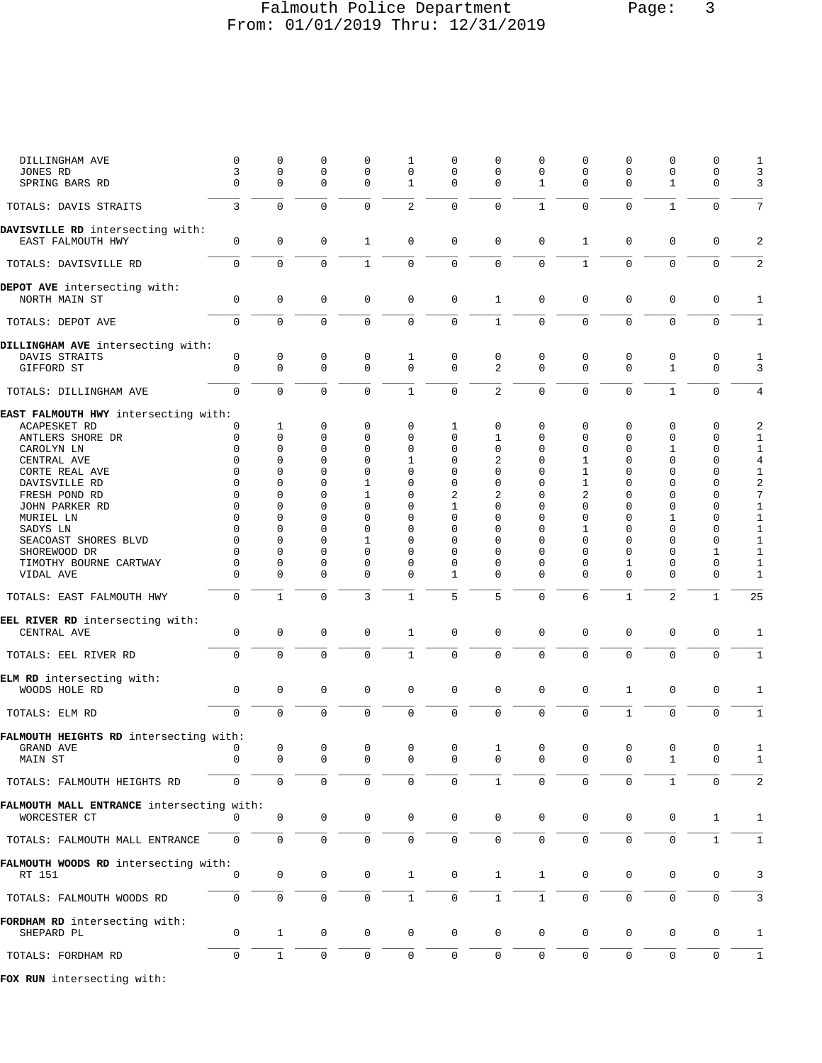| Street | | | | | | | | | | | | | Total |
|---|---|---|---|---|---|---|---|---|---|---|---|---|---|
| DILLINGHAM AVE | 0 | 0 | 0 | 0 | 1 | 0 | 0 | 0 | 0 | 0 | 0 | 0 | 1 |
| JONES RD | 3 | 0 | 0 | 0 | 0 | 0 | 0 | 0 | 0 | 0 | 0 | 0 | 3 |
| SPRING BARS RD | 0 | 0 | 0 | 0 | 1 | 0 | 0 | 1 | 0 | 0 | 1 | 0 | 3 |
| TOTALS: DAVIS STRAITS | 3 | 0 | 0 | 0 | 2 | 0 | 0 | 1 | 0 | 0 | 1 | 0 | 7 |
| **DAVISVILLE RD** intersecting with: | | | | | | | | | | | | | |
| EAST FALMOUTH HWY | 0 | 0 | 0 | 1 | 0 | 0 | 0 | 0 | 1 | 0 | 0 | 0 | 2 |
| TOTALS: DAVISVILLE RD | 0 | 0 | 0 | 1 | 0 | 0 | 0 | 0 | 1 | 0 | 0 | 0 | 2 |
| **DEPOT AVE** intersecting with: | | | | | | | | | | | | | |
| NORTH MAIN ST | 0 | 0 | 0 | 0 | 0 | 0 | 1 | 0 | 0 | 0 | 0 | 0 | 1 |
| TOTALS: DEPOT AVE | 0 | 0 | 0 | 0 | 0 | 0 | 1 | 0 | 0 | 0 | 0 | 0 | 1 |
| **DILLINGHAM AVE** intersecting with: | | | | | | | | | | | | | |
| DAVIS STRAITS | 0 | 0 | 0 | 0 | 1 | 0 | 0 | 0 | 0 | 0 | 0 | 0 | 1 |
| GIFFORD ST | 0 | 0 | 0 | 0 | 0 | 0 | 2 | 0 | 0 | 0 | 1 | 0 | 3 |
| TOTALS: DILLINGHAM AVE | 0 | 0 | 0 | 0 | 1 | 0 | 2 | 0 | 0 | 0 | 1 | 0 | 4 |
| **EAST FALMOUTH HWY** intersecting with: | | | | | | | | | | | | | |
| ACAPESKET RD | 0 | 1 | 0 | 0 | 0 | 1 | 0 | 0 | 0 | 0 | 0 | 0 | 2 |
| ANTLERS SHORE DR | 0 | 0 | 0 | 0 | 0 | 0 | 1 | 0 | 0 | 0 | 0 | 0 | 1 |
| CAROLYN LN | 0 | 0 | 0 | 0 | 0 | 0 | 0 | 0 | 0 | 0 | 1 | 0 | 1 |
| CENTRAL AVE | 0 | 0 | 0 | 0 | 1 | 0 | 2 | 0 | 1 | 0 | 0 | 0 | 4 |
| CORTE REAL AVE | 0 | 0 | 0 | 0 | 0 | 0 | 0 | 0 | 1 | 0 | 0 | 0 | 1 |
| DAVISVILLE RD | 0 | 0 | 0 | 1 | 0 | 0 | 0 | 0 | 1 | 0 | 0 | 0 | 2 |
| FRESH POND RD | 0 | 0 | 0 | 1 | 0 | 2 | 2 | 0 | 2 | 0 | 0 | 0 | 7 |
| JOHN PARKER RD | 0 | 0 | 0 | 0 | 0 | 1 | 0 | 0 | 0 | 0 | 0 | 0 | 1 |
| MURIEL LN | 0 | 0 | 0 | 0 | 0 | 0 | 0 | 0 | 0 | 0 | 1 | 0 | 1 |
| SADYS LN | 0 | 0 | 0 | 0 | 0 | 0 | 0 | 0 | 1 | 0 | 0 | 0 | 1 |
| SEACOAST SHORES BLVD | 0 | 0 | 0 | 1 | 0 | 0 | 0 | 0 | 0 | 0 | 0 | 0 | 1 |
| SHOREWOOD DR | 0 | 0 | 0 | 0 | 0 | 0 | 0 | 0 | 0 | 0 | 0 | 1 | 1 |
| TIMOTHY BOURNE CARTWAY | 0 | 0 | 0 | 0 | 0 | 0 | 0 | 0 | 0 | 1 | 0 | 0 | 1 |
| VIDAL AVE | 0 | 0 | 0 | 0 | 0 | 1 | 0 | 0 | 0 | 0 | 0 | 0 | 1 |
| TOTALS: EAST FALMOUTH HWY | 0 | 1 | 0 | 3 | 1 | 5 | 5 | 0 | 6 | 1 | 2 | 1 | 25 |
| **EEL RIVER RD** intersecting with: | | | | | | | | | | | | | |
| CENTRAL AVE | 0 | 0 | 0 | 0 | 1 | 0 | 0 | 0 | 0 | 0 | 0 | 0 | 1 |
| TOTALS: EEL RIVER RD | 0 | 0 | 0 | 0 | 1 | 0 | 0 | 0 | 0 | 0 | 0 | 0 | 1 |
| **ELM RD** intersecting with: | | | | | | | | | | | | | |
| WOODS HOLE RD | 0 | 0 | 0 | 0 | 0 | 0 | 0 | 0 | 0 | 1 | 0 | 0 | 1 |
| TOTALS: ELM RD | 0 | 0 | 0 | 0 | 0 | 0 | 0 | 0 | 0 | 1 | 0 | 0 | 1 |
| **FALMOUTH HEIGHTS RD** intersecting with: | | | | | | | | | | | | | |
| GRAND AVE | 0 | 0 | 0 | 0 | 0 | 0 | 1 | 0 | 0 | 0 | 0 | 0 | 1 |
| MAIN ST | 0 | 0 | 0 | 0 | 0 | 0 | 0 | 0 | 0 | 0 | 1 | 0 | 1 |
| TOTALS: FALMOUTH HEIGHTS RD | 0 | 0 | 0 | 0 | 0 | 0 | 1 | 0 | 0 | 0 | 1 | 0 | 2 |
| **FALMOUTH MALL ENTRANCE** intersecting with: | | | | | | | | | | | | | |
| WORCESTER CT | 0 | 0 | 0 | 0 | 0 | 0 | 0 | 0 | 0 | 0 | 0 | 1 | 1 |
| TOTALS: FALMOUTH MALL ENTRANCE | 0 | 0 | 0 | 0 | 0 | 0 | 0 | 0 | 0 | 0 | 0 | 1 | 1 |
| **FALMOUTH WOODS RD** intersecting with: | | | | | | | | | | | | | |
| RT 151 | 0 | 0 | 0 | 0 | 1 | 0 | 1 | 1 | 0 | 0 | 0 | 0 | 3 |
| TOTALS: FALMOUTH WOODS RD | 0 | 0 | 0 | 0 | 1 | 0 | 1 | 1 | 0 | 0 | 0 | 0 | 3 |
| **FORDHAM RD** intersecting with: | | | | | | | | | | | | | |
| SHEPARD PL | 0 | 1 | 0 | 0 | 0 | 0 | 0 | 0 | 0 | 0 | 0 | 0 | 1 |
| TOTALS: FORDHAM RD | 0 | 1 | 0 | 0 | 0 | 0 | 0 | 0 | 0 | 0 | 0 | 0 | 1 |

**FOX RUN** intersecting with: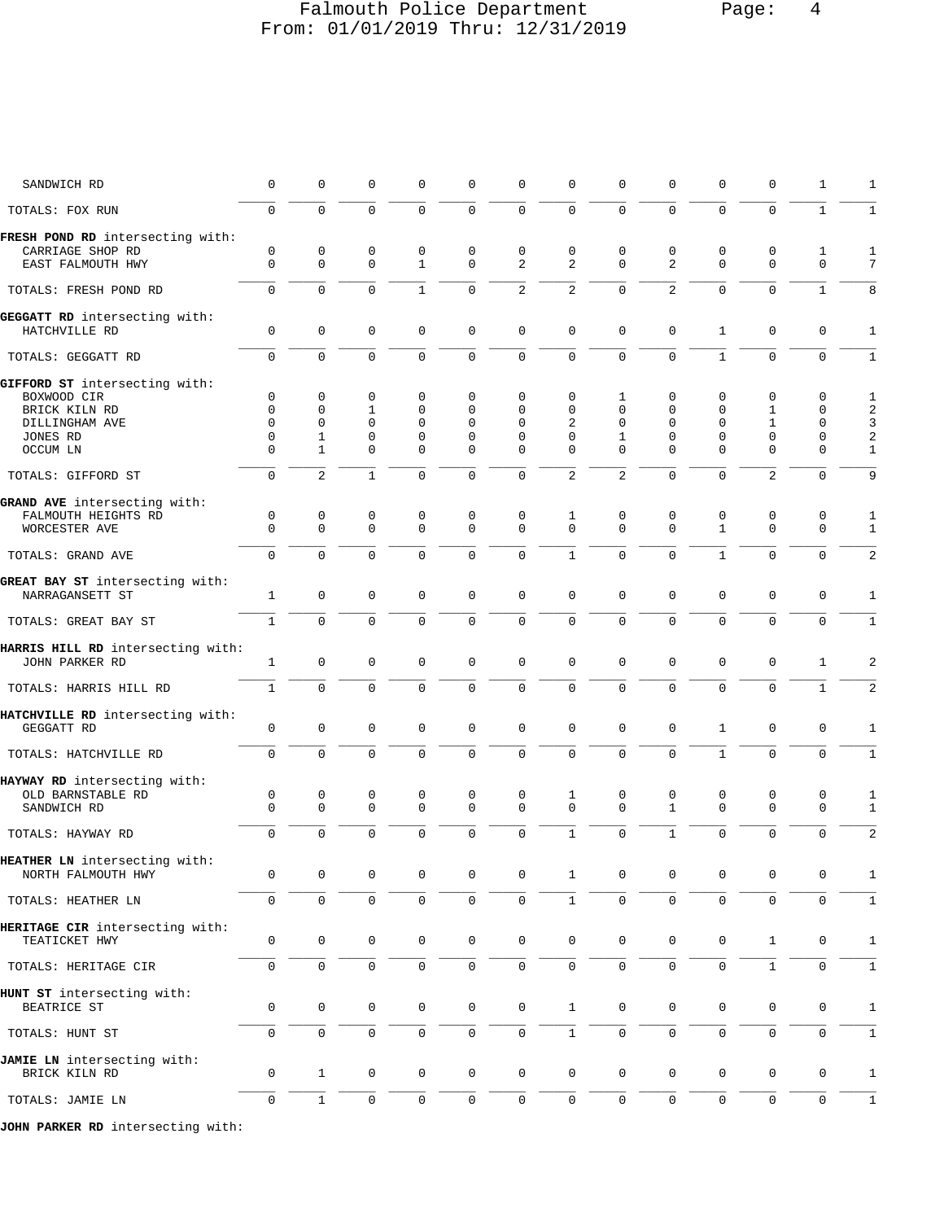| | | | | | | | | | | | | | |
|---|---|---|---|---|---|---|---|---|---|---|---|---|---|
| SANDWICH RD | 0 | 0 | 0 | 0 | 0 | 0 | 0 | 0 | 0 | 0 | 0 | 1 | 1 |
| TOTALS: FOX RUN | 0 | 0 | 0 | 0 | 0 | 0 | 0 | 0 | 0 | 0 | 0 | 1 | 1 |
| **FRESH POND RD** intersecting with: | | | | | | | | | | | | | |
| CARRIAGE SHOP RD | 0 | 0 | 0 | 0 | 0 | 0 | 0 | 0 | 0 | 0 | 0 | 1 | 1 |
| EAST FALMOUTH HWY | 0 | 0 | 0 | 1 | 0 | 2 | 2 | 0 | 2 | 0 | 0 | 0 | 7 |
| TOTALS: FRESH POND RD | 0 | 0 | 0 | 1 | 0 | 2 | 2 | 0 | 2 | 0 | 0 | 1 | 8 |
| **GEGGATT RD** intersecting with: | | | | | | | | | | | | | |
| HATCHVILLE RD | 0 | 0 | 0 | 0 | 0 | 0 | 0 | 0 | 0 | 1 | 0 | 0 | 1 |
| TOTALS: GEGGATT RD | 0 | 0 | 0 | 0 | 0 | 0 | 0 | 0 | 0 | 1 | 0 | 0 | 1 |
| **GIFFORD ST** intersecting with: | | | | | | | | | | | | | |
| BOXWOOD CIR | 0 | 0 | 0 | 0 | 0 | 0 | 0 | 1 | 0 | 0 | 0 | 0 | 1 |
| BRICK KILN RD | 0 | 0 | 1 | 0 | 0 | 0 | 0 | 0 | 0 | 0 | 1 | 0 | 2 |
| DILLINGHAM AVE | 0 | 0 | 0 | 0 | 0 | 0 | 2 | 0 | 0 | 0 | 1 | 0 | 3 |
| JONES RD | 0 | 1 | 0 | 0 | 0 | 0 | 0 | 1 | 0 | 0 | 0 | 0 | 2 |
| OCCUM LN | 0 | 1 | 0 | 0 | 0 | 0 | 0 | 0 | 0 | 0 | 0 | 0 | 1 |
| TOTALS: GIFFORD ST | 0 | 2 | 1 | 0 | 0 | 0 | 2 | 2 | 0 | 0 | 2 | 0 | 9 |
| **GRAND AVE** intersecting with: | | | | | | | | | | | | | |
| FALMOUTH HEIGHTS RD | 0 | 0 | 0 | 0 | 0 | 0 | 1 | 0 | 0 | 0 | 0 | 0 | 1 |
| WORCESTER AVE | 0 | 0 | 0 | 0 | 0 | 0 | 0 | 0 | 0 | 1 | 0 | 0 | 1 |
| TOTALS: GRAND AVE | 0 | 0 | 0 | 0 | 0 | 0 | 1 | 0 | 0 | 1 | 0 | 0 | 2 |
| **GREAT BAY ST** intersecting with: | | | | | | | | | | | | | |
| NARRAGANSETT ST | 1 | 0 | 0 | 0 | 0 | 0 | 0 | 0 | 0 | 0 | 0 | 0 | 1 |
| TOTALS: GREAT BAY ST | 1 | 0 | 0 | 0 | 0 | 0 | 0 | 0 | 0 | 0 | 0 | 0 | 1 |
| **HARRIS HILL RD** intersecting with: | | | | | | | | | | | | | |
| JOHN PARKER RD | 1 | 0 | 0 | 0 | 0 | 0 | 0 | 0 | 0 | 0 | 0 | 1 | 2 |
| TOTALS: HARRIS HILL RD | 1 | 0 | 0 | 0 | 0 | 0 | 0 | 0 | 0 | 0 | 0 | 1 | 2 |
| **HATCHVILLE RD** intersecting with: | | | | | | | | | | | | | |
| GEGGATT RD | 0 | 0 | 0 | 0 | 0 | 0 | 0 | 0 | 0 | 1 | 0 | 0 | 1 |
| TOTALS: HATCHVILLE RD | 0 | 0 | 0 | 0 | 0 | 0 | 0 | 0 | 0 | 1 | 0 | 0 | 1 |
| **HAYWAY RD** intersecting with: | | | | | | | | | | | | | |
| OLD BARNSTABLE RD | 0 | 0 | 0 | 0 | 0 | 0 | 1 | 0 | 0 | 0 | 0 | 0 | 1 |
| SANDWICH RD | 0 | 0 | 0 | 0 | 0 | 0 | 0 | 0 | 1 | 0 | 0 | 0 | 1 |
| TOTALS: HAYWAY RD | 0 | 0 | 0 | 0 | 0 | 0 | 1 | 0 | 1 | 0 | 0 | 0 | 2 |
| **HEATHER LN** intersecting with: | | | | | | | | | | | | | |
| NORTH FALMOUTH HWY | 0 | 0 | 0 | 0 | 0 | 0 | 1 | 0 | 0 | 0 | 0 | 0 | 1 |
| TOTALS: HEATHER LN | 0 | 0 | 0 | 0 | 0 | 0 | 1 | 0 | 0 | 0 | 0 | 0 | 1 |
| **HERITAGE CIR** intersecting with: | | | | | | | | | | | | | |
| TEATICKET HWY | 0 | 0 | 0 | 0 | 0 | 0 | 0 | 0 | 0 | 0 | 1 | 0 | 1 |
| TOTALS: HERITAGE CIR | 0 | 0 | 0 | 0 | 0 | 0 | 0 | 0 | 0 | 0 | 1 | 0 | 1 |
| **HUNT ST** intersecting with: | | | | | | | | | | | | | |
| BEATRICE ST | 0 | 0 | 0 | 0 | 0 | 0 | 1 | 0 | 0 | 0 | 0 | 0 | 1 |
| TOTALS: HUNT ST | 0 | 0 | 0 | 0 | 0 | 0 | 1 | 0 | 0 | 0 | 0 | 0 | 1 |
| **JAMIE LN** intersecting with: | | | | | | | | | | | | | |
| BRICK KILN RD | 0 | 1 | 0 | 0 | 0 | 0 | 0 | 0 | 0 | 0 | 0 | 0 | 1 |
| TOTALS: JAMIE LN | 0 | 1 | 0 | 0 | 0 | 0 | 0 | 0 | 0 | 0 | 0 | 0 | 1 |
| **JOHN PARKER RD** intersecting with: | | | | | | | | | | | | | |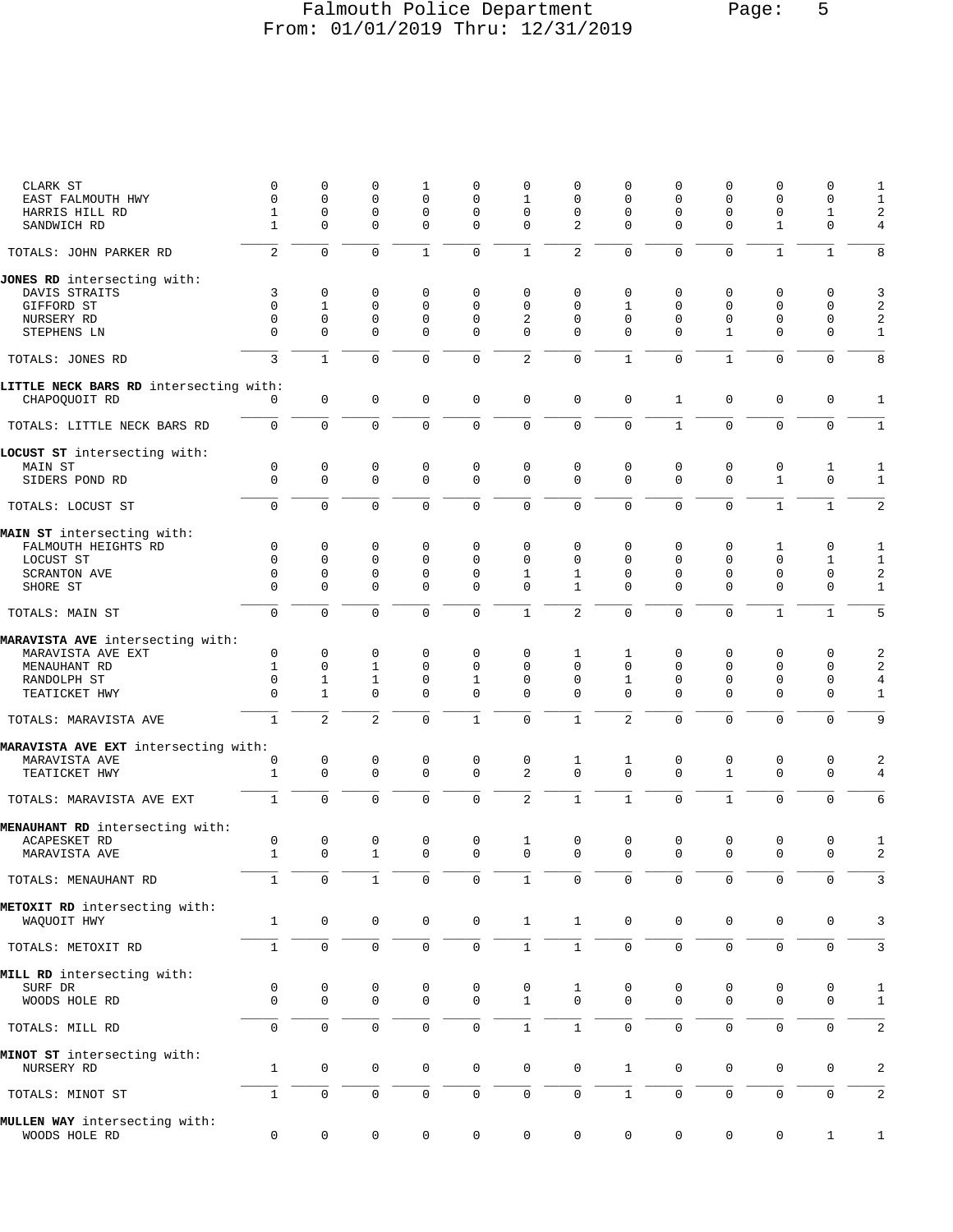| | | | | | | | | | | | | | |
|---|---|---|---|---|---|---|---|---|---|---|---|---|---|
| CLARK ST | 0 | 0 | 0 | 1 | 0 | 0 | 0 | 0 | 0 | 0 | 0 | 0 | 1 |
| EAST FALMOUTH HWY | 0 | 0 | 0 | 0 | 0 | 1 | 0 | 0 | 0 | 0 | 0 | 0 | 1 |
| HARRIS HILL RD | 1 | 0 | 0 | 0 | 0 | 0 | 0 | 0 | 0 | 0 | 0 | 1 | 2 |
| SANDWICH RD | 1 | 0 | 0 | 0 | 0 | 0 | 2 | 0 | 0 | 0 | 1 | 0 | 4 |
| TOTALS: JOHN PARKER RD | 2 | 0 | 0 | 1 | 0 | 1 | 2 | 0 | 0 | 0 | 1 | 1 | 8 |
| **JONES RD** intersecting with: | | | | | | | | | | | | | |
| DAVIS STRAITS | 3 | 0 | 0 | 0 | 0 | 0 | 0 | 0 | 0 | 0 | 0 | 0 | 3 |
| GIFFORD ST | 0 | 1 | 0 | 0 | 0 | 0 | 0 | 1 | 0 | 0 | 0 | 0 | 2 |
| NURSERY RD | 0 | 0 | 0 | 0 | 0 | 2 | 0 | 0 | 0 | 0 | 0 | 0 | 2 |
| STEPHENS LN | 0 | 0 | 0 | 0 | 0 | 0 | 0 | 0 | 0 | 1 | 0 | 0 | 1 |
| TOTALS: JONES RD | 3 | 1 | 0 | 0 | 0 | 2 | 0 | 1 | 0 | 1 | 0 | 0 | 8 |
| **LITTLE NECK BARS RD** intersecting with: | | | | | | | | | | | | | |
| CHAPOQUOIT RD | 0 | 0 | 0 | 0 | 0 | 0 | 0 | 0 | 1 | 0 | 0 | 0 | 1 |
| TOTALS: LITTLE NECK BARS RD | 0 | 0 | 0 | 0 | 0 | 0 | 0 | 0 | 1 | 0 | 0 | 0 | 1 |
| **LOCUST ST** intersecting with: | | | | | | | | | | | | | |
| MAIN ST | 0 | 0 | 0 | 0 | 0 | 0 | 0 | 0 | 0 | 0 | 0 | 1 | 1 |
| SIDERS POND RD | 0 | 0 | 0 | 0 | 0 | 0 | 0 | 0 | 0 | 0 | 1 | 0 | 1 |
| TOTALS: LOCUST ST | 0 | 0 | 0 | 0 | 0 | 0 | 0 | 0 | 0 | 0 | 1 | 1 | 2 |
| **MAIN ST** intersecting with: | | | | | | | | | | | | | |
| FALMOUTH HEIGHTS RD | 0 | 0 | 0 | 0 | 0 | 0 | 0 | 0 | 0 | 0 | 1 | 0 | 1 |
| LOCUST ST | 0 | 0 | 0 | 0 | 0 | 0 | 0 | 0 | 0 | 0 | 0 | 1 | 1 |
| SCRANTON AVE | 0 | 0 | 0 | 0 | 0 | 1 | 1 | 0 | 0 | 0 | 0 | 0 | 2 |
| SHORE ST | 0 | 0 | 0 | 0 | 0 | 0 | 1 | 0 | 0 | 0 | 0 | 0 | 1 |
| TOTALS: MAIN ST | 0 | 0 | 0 | 0 | 0 | 1 | 2 | 0 | 0 | 0 | 1 | 1 | 5 |
| **MARAVISTA AVE** intersecting with: | | | | | | | | | | | | | |
| MARAVISTA AVE EXT | 0 | 0 | 0 | 0 | 0 | 0 | 1 | 1 | 0 | 0 | 0 | 0 | 2 |
| MENAUHANT RD | 1 | 0 | 1 | 0 | 0 | 0 | 0 | 0 | 0 | 0 | 0 | 0 | 2 |
| RANDOLPH ST | 0 | 1 | 1 | 0 | 1 | 0 | 0 | 1 | 0 | 0 | 0 | 0 | 4 |
| TEATICKET HWY | 0 | 1 | 0 | 0 | 0 | 0 | 0 | 0 | 0 | 0 | 0 | 0 | 1 |
| TOTALS: MARAVISTA AVE | 1 | 2 | 2 | 0 | 1 | 0 | 1 | 2 | 0 | 0 | 0 | 0 | 9 |
| **MARAVISTA AVE EXT** intersecting with: | | | | | | | | | | | | | |
| MARAVISTA AVE | 0 | 0 | 0 | 0 | 0 | 0 | 1 | 1 | 0 | 0 | 0 | 0 | 2 |
| TEATICKET HWY | 1 | 0 | 0 | 0 | 0 | 2 | 0 | 0 | 0 | 1 | 0 | 0 | 4 |
| TOTALS: MARAVISTA AVE EXT | 1 | 0 | 0 | 0 | 0 | 2 | 1 | 1 | 0 | 1 | 0 | 0 | 6 |
| **MENAUHANT RD** intersecting with: | | | | | | | | | | | | | |
| ACAPESKET RD | 0 | 0 | 0 | 0 | 0 | 1 | 0 | 0 | 0 | 0 | 0 | 0 | 1 |
| MARAVISTA AVE | 1 | 0 | 1 | 0 | 0 | 0 | 0 | 0 | 0 | 0 | 0 | 0 | 2 |
| TOTALS: MENAUHANT RD | 1 | 0 | 1 | 0 | 0 | 1 | 0 | 0 | 0 | 0 | 0 | 0 | 3 |
| **METOXIT RD** intersecting with: | | | | | | | | | | | | | |
| WAQUOIT HWY | 1 | 0 | 0 | 0 | 0 | 1 | 1 | 0 | 0 | 0 | 0 | 0 | 3 |
| TOTALS: METOXIT RD | 1 | 0 | 0 | 0 | 0 | 1 | 1 | 0 | 0 | 0 | 0 | 0 | 3 |
| **MILL RD** intersecting with: | | | | | | | | | | | | | |
| SURF DR | 0 | 0 | 0 | 0 | 0 | 0 | 1 | 0 | 0 | 0 | 0 | 0 | 1 |
| WOODS HOLE RD | 0 | 0 | 0 | 0 | 0 | 1 | 0 | 0 | 0 | 0 | 0 | 0 | 1 |
| TOTALS: MILL RD | 0 | 0 | 0 | 0 | 0 | 1 | 1 | 0 | 0 | 0 | 0 | 0 | 2 |
| **MINOT ST** intersecting with: | | | | | | | | | | | | | |
| NURSERY RD | 1 | 0 | 0 | 0 | 0 | 0 | 0 | 1 | 0 | 0 | 0 | 0 | 2 |
| TOTALS: MINOT ST | 1 | 0 | 0 | 0 | 0 | 0 | 0 | 1 | 0 | 0 | 0 | 0 | 2 |
| **MULLEN WAY** intersecting with: | | | | | | | | | | | | | |
| WOODS HOLE RD | 0 | 0 | 0 | 0 | 0 | 0 | 0 | 0 | 0 | 0 | 0 | 1 | 1 |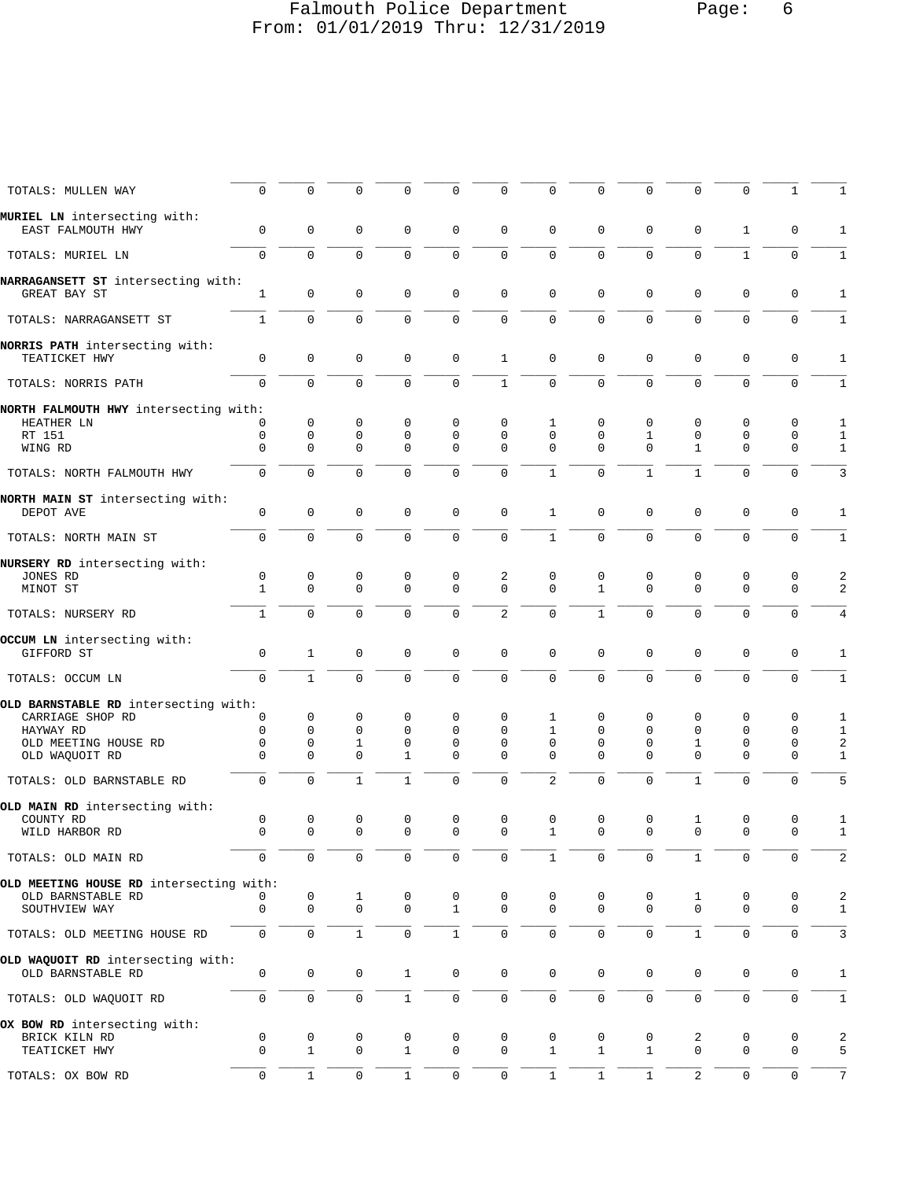| | | | | | | | | | | | | | |
|---|---|---|---|---|---|---|---|---|---|---|---|---|---|
| TOTALS: MULLEN WAY | 0 | 0 | 0 | 0 | 0 | 0 | 0 | 0 | 0 | 0 | 0 | 1 | 1 |
| **MURIEL LN** intersecting with: | | | | | | | | | | | | | |
| EAST FALMOUTH HWY | 0 | 0 | 0 | 0 | 0 | 0 | 0 | 0 | 0 | 0 | 1 | 0 | 1 |
| TOTALS: MURIEL LN | 0 | 0 | 0 | 0 | 0 | 0 | 0 | 0 | 0 | 0 | 1 | 0 | 1 |
| **NARRAGANSETT ST** intersecting with: | | | | | | | | | | | | | |
| GREAT BAY ST | 1 | 0 | 0 | 0 | 0 | 0 | 0 | 0 | 0 | 0 | 0 | 0 | 1 |
| TOTALS: NARRAGANSETT ST | 1 | 0 | 0 | 0 | 0 | 0 | 0 | 0 | 0 | 0 | 0 | 0 | 1 |
| **NORRIS PATH** intersecting with: | | | | | | | | | | | | | |
| TEATICKET HWY | 0 | 0 | 0 | 0 | 0 | 1 | 0 | 0 | 0 | 0 | 0 | 0 | 1 |
| TOTALS: NORRIS PATH | 0 | 0 | 0 | 0 | 0 | 1 | 0 | 0 | 0 | 0 | 0 | 0 | 1 |
| **NORTH FALMOUTH HWY** intersecting with: | | | | | | | | | | | | | |
| HEATHER LN | 0 | 0 | 0 | 0 | 0 | 0 | 1 | 0 | 0 | 0 | 0 | 0 | 1 |
| RT 151 | 0 | 0 | 0 | 0 | 0 | 0 | 0 | 0 | 1 | 0 | 0 | 0 | 1 |
| WING RD | 0 | 0 | 0 | 0 | 0 | 0 | 0 | 0 | 0 | 1 | 0 | 0 | 1 |
| TOTALS: NORTH FALMOUTH HWY | 0 | 0 | 0 | 0 | 0 | 0 | 1 | 0 | 1 | 1 | 0 | 0 | 3 |
| **NORTH MAIN ST** intersecting with: | | | | | | | | | | | | | |
| DEPOT AVE | 0 | 0 | 0 | 0 | 0 | 0 | 1 | 0 | 0 | 0 | 0 | 0 | 1 |
| TOTALS: NORTH MAIN ST | 0 | 0 | 0 | 0 | 0 | 0 | 1 | 0 | 0 | 0 | 0 | 0 | 1 |
| **NURSERY RD** intersecting with: | | | | | | | | | | | | | |
| JONES RD | 0 | 0 | 0 | 0 | 0 | 2 | 0 | 0 | 0 | 0 | 0 | 0 | 2 |
| MINOT ST | 1 | 0 | 0 | 0 | 0 | 0 | 0 | 1 | 0 | 0 | 0 | 0 | 2 |
| TOTALS: NURSERY RD | 1 | 0 | 0 | 0 | 0 | 2 | 0 | 1 | 0 | 0 | 0 | 0 | 4 |
| **OCCUM LN** intersecting with: | | | | | | | | | | | | | |
| GIFFORD ST | 0 | 1 | 0 | 0 | 0 | 0 | 0 | 0 | 0 | 0 | 0 | 0 | 1 |
| TOTALS: OCCUM LN | 0 | 1 | 0 | 0 | 0 | 0 | 0 | 0 | 0 | 0 | 0 | 0 | 1 |
| **OLD BARNSTABLE RD** intersecting with: | | | | | | | | | | | | | |
| CARRIAGE SHOP RD | 0 | 0 | 0 | 0 | 0 | 0 | 1 | 0 | 0 | 0 | 0 | 0 | 1 |
| HAYWAY RD | 0 | 0 | 0 | 0 | 0 | 0 | 1 | 0 | 0 | 0 | 0 | 0 | 1 |
| OLD MEETING HOUSE RD | 0 | 0 | 1 | 0 | 0 | 0 | 0 | 0 | 0 | 1 | 0 | 0 | 2 |
| OLD WAQUOIT RD | 0 | 0 | 0 | 1 | 0 | 0 | 0 | 0 | 0 | 0 | 0 | 0 | 1 |
| TOTALS: OLD BARNSTABLE RD | 0 | 0 | 1 | 1 | 0 | 0 | 2 | 0 | 0 | 1 | 0 | 0 | 5 |
| **OLD MAIN RD** intersecting with: | | | | | | | | | | | | | |
| COUNTY RD | 0 | 0 | 0 | 0 | 0 | 0 | 0 | 0 | 0 | 1 | 0 | 0 | 1 |
| WILD HARBOR RD | 0 | 0 | 0 | 0 | 0 | 0 | 1 | 0 | 0 | 0 | 0 | 0 | 1 |
| TOTALS: OLD MAIN RD | 0 | 0 | 0 | 0 | 0 | 0 | 1 | 0 | 0 | 1 | 0 | 0 | 2 |
| **OLD MEETING HOUSE RD** intersecting with: | | | | | | | | | | | | | |
| OLD BARNSTABLE RD | 0 | 0 | 1 | 0 | 0 | 0 | 0 | 0 | 0 | 1 | 0 | 0 | 2 |
| SOUTHVIEW WAY | 0 | 0 | 0 | 0 | 1 | 0 | 0 | 0 | 0 | 0 | 0 | 0 | 1 |
| TOTALS: OLD MEETING HOUSE RD | 0 | 0 | 1 | 0 | 1 | 0 | 0 | 0 | 0 | 1 | 0 | 0 | 3 |
| **OLD WAQUOIT RD** intersecting with: | | | | | | | | | | | | | |
| OLD BARNSTABLE RD | 0 | 0 | 0 | 1 | 0 | 0 | 0 | 0 | 0 | 0 | 0 | 0 | 1 |
| TOTALS: OLD WAQUOIT RD | 0 | 0 | 0 | 1 | 0 | 0 | 0 | 0 | 0 | 0 | 0 | 0 | 1 |
| **OX BOW RD** intersecting with: | | | | | | | | | | | | | |
| BRICK KILN RD | 0 | 0 | 0 | 0 | 0 | 0 | 0 | 0 | 0 | 2 | 0 | 0 | 2 |
| TEATICKET HWY | 0 | 1 | 0 | 1 | 0 | 0 | 1 | 1 | 1 | 0 | 0 | 0 | 5 |
| TOTALS: OX BOW RD | 0 | 1 | 0 | 1 | 0 | 0 | 1 | 1 | 1 | 2 | 0 | 0 | 7 |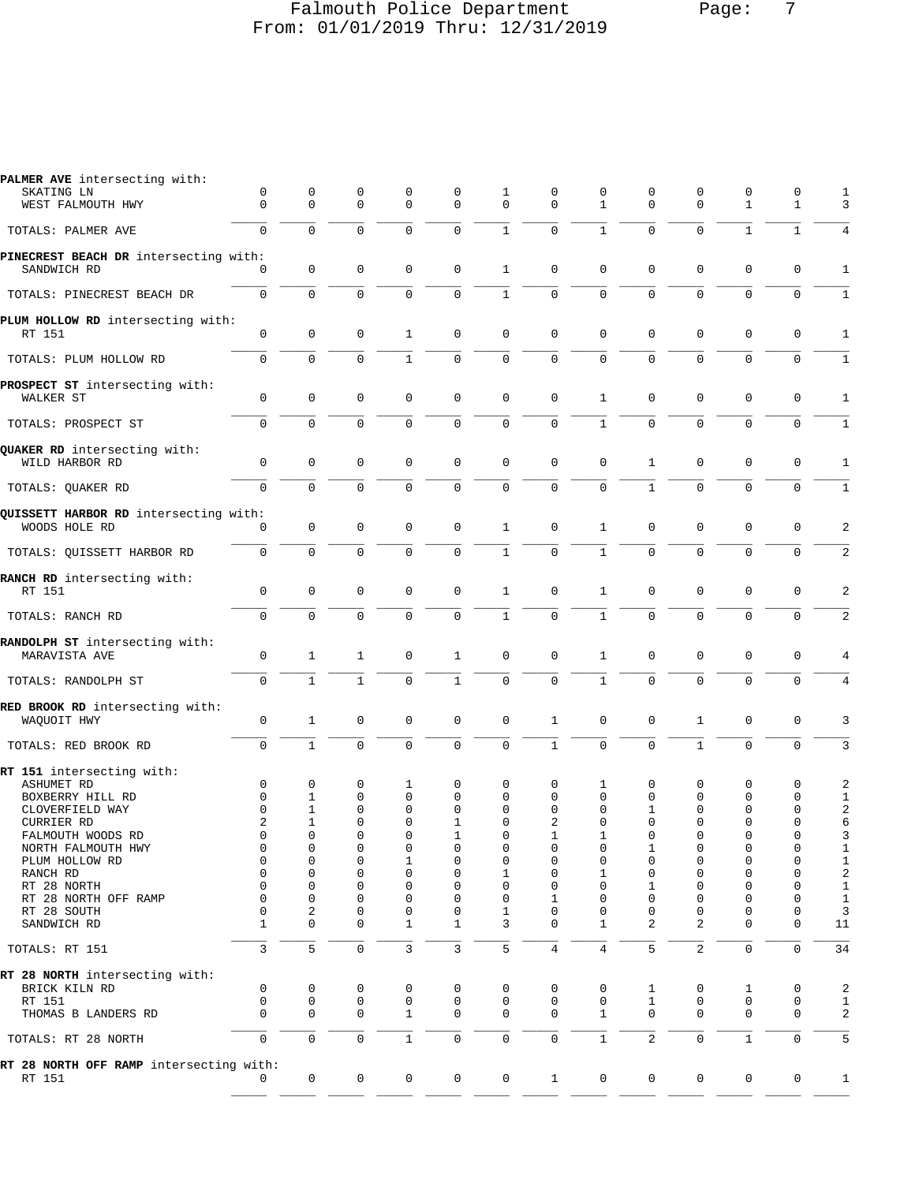Falmouth Police Department
From: 01/01/2019 Thru: 12/31/2019

| | | | | | | | | | | | | | |
|---|---|---|---|---|---|---|---|---|---|---|---|---|---|
| **PALMER AVE** intersecting with: | | | | | | | | | | | | | |
| SKATING LN | 0 | 0 | 0 | 0 | 0 | 1 | 0 | 0 | 0 | 0 | 0 | 0 | 1 |
| WEST FALMOUTH HWY | 0 | 0 | 0 | 0 | 0 | 0 | 0 | 1 | 0 | 0 | 1 | 1 | 3 |
| TOTALS: PALMER AVE | 0 | 0 | 0 | 0 | 0 | 1 | 0 | 1 | 0 | 0 | 1 | 1 | 4 |
| **PINECREST BEACH DR** intersecting with: | | | | | | | | | | | | | |
| SANDWICH RD | 0 | 0 | 0 | 0 | 0 | 1 | 0 | 0 | 0 | 0 | 0 | 0 | 1 |
| TOTALS: PINECREST BEACH DR | 0 | 0 | 0 | 0 | 0 | 1 | 0 | 0 | 0 | 0 | 0 | 0 | 1 |
| **PLUM HOLLOW RD** intersecting with: | | | | | | | | | | | | | |
| RT 151 | 0 | 0 | 0 | 1 | 0 | 0 | 0 | 0 | 0 | 0 | 0 | 0 | 1 |
| TOTALS: PLUM HOLLOW RD | 0 | 0 | 0 | 1 | 0 | 0 | 0 | 0 | 0 | 0 | 0 | 0 | 1 |
| **PROSPECT ST** intersecting with: | | | | | | | | | | | | | |
| WALKER ST | 0 | 0 | 0 | 0 | 0 | 0 | 0 | 1 | 0 | 0 | 0 | 0 | 1 |
| TOTALS: PROSPECT ST | 0 | 0 | 0 | 0 | 0 | 0 | 0 | 1 | 0 | 0 | 0 | 0 | 1 |
| **QUAKER RD** intersecting with: | | | | | | | | | | | | | |
| WILD HARBOR RD | 0 | 0 | 0 | 0 | 0 | 0 | 0 | 0 | 1 | 0 | 0 | 0 | 1 |
| TOTALS: QUAKER RD | 0 | 0 | 0 | 0 | 0 | 0 | 0 | 0 | 1 | 0 | 0 | 0 | 1 |
| **QUISSETT HARBOR RD** intersecting with: | | | | | | | | | | | | | |
| WOODS HOLE RD | 0 | 0 | 0 | 0 | 0 | 1 | 0 | 1 | 0 | 0 | 0 | 0 | 2 |
| TOTALS: QUISSETT HARBOR RD | 0 | 0 | 0 | 0 | 0 | 1 | 0 | 1 | 0 | 0 | 0 | 0 | 2 |
| **RANCH RD** intersecting with: | | | | | | | | | | | | | |
| RT 151 | 0 | 0 | 0 | 0 | 0 | 1 | 0 | 1 | 0 | 0 | 0 | 0 | 2 |
| TOTALS: RANCH RD | 0 | 0 | 0 | 0 | 0 | 1 | 0 | 1 | 0 | 0 | 0 | 0 | 2 |
| **RANDOLPH ST** intersecting with: | | | | | | | | | | | | | |
| MARAVISTA AVE | 0 | 1 | 1 | 0 | 1 | 0 | 0 | 1 | 0 | 0 | 0 | 0 | 4 |
| TOTALS: RANDOLPH ST | 0 | 1 | 1 | 0 | 1 | 0 | 0 | 1 | 0 | 0 | 0 | 0 | 4 |
| **RED BROOK RD** intersecting with: | | | | | | | | | | | | | |
| WAQUOIT HWY | 0 | 1 | 0 | 0 | 0 | 0 | 1 | 0 | 0 | 1 | 0 | 0 | 3 |
| TOTALS: RED BROOK RD | 0 | 1 | 0 | 0 | 0 | 0 | 1 | 0 | 0 | 1 | 0 | 0 | 3 |
| **RT 151** intersecting with: | | | | | | | | | | | | | |
| ASHUMET RD | 0 | 0 | 0 | 1 | 0 | 0 | 0 | 1 | 0 | 0 | 0 | 0 | 2 |
| BOXBERRY HILL RD | 0 | 1 | 0 | 0 | 0 | 0 | 0 | 0 | 0 | 0 | 0 | 0 | 1 |
| CLOVERFIELD WAY | 0 | 1 | 0 | 0 | 0 | 0 | 0 | 0 | 1 | 0 | 0 | 0 | 2 |
| CURRIER RD | 2 | 1 | 0 | 0 | 1 | 0 | 2 | 0 | 0 | 0 | 0 | 0 | 6 |
| FALMOUTH WOODS RD | 0 | 0 | 0 | 0 | 1 | 0 | 1 | 1 | 0 | 0 | 0 | 0 | 3 |
| NORTH FALMOUTH HWY | 0 | 0 | 0 | 0 | 0 | 0 | 0 | 0 | 1 | 0 | 0 | 0 | 1 |
| PLUM HOLLOW RD | 0 | 0 | 0 | 1 | 0 | 0 | 0 | 0 | 0 | 0 | 0 | 0 | 1 |
| RANCH RD | 0 | 0 | 0 | 0 | 0 | 1 | 0 | 1 | 0 | 0 | 0 | 0 | 2 |
| RT 28 NORTH | 0 | 0 | 0 | 0 | 0 | 0 | 0 | 0 | 1 | 0 | 0 | 0 | 1 |
| RT 28 NORTH OFF RAMP | 0 | 0 | 0 | 0 | 0 | 0 | 1 | 0 | 0 | 0 | 0 | 0 | 1 |
| RT 28 SOUTH | 0 | 2 | 0 | 0 | 0 | 1 | 0 | 0 | 0 | 0 | 0 | 0 | 3 |
| SANDWICH RD | 1 | 0 | 0 | 1 | 1 | 3 | 0 | 1 | 2 | 2 | 0 | 0 | 11 |
| TOTALS: RT 151 | 3 | 5 | 0 | 3 | 3 | 5 | 4 | 4 | 5 | 2 | 0 | 0 | 34 |
| **RT 28 NORTH** intersecting with: | | | | | | | | | | | | | |
| BRICK KILN RD | 0 | 0 | 0 | 0 | 0 | 0 | 0 | 0 | 1 | 0 | 1 | 0 | 2 |
| RT 151 | 0 | 0 | 0 | 0 | 0 | 0 | 0 | 0 | 1 | 0 | 0 | 0 | 1 |
| THOMAS B LANDERS RD | 0 | 0 | 0 | 1 | 0 | 0 | 0 | 1 | 0 | 0 | 0 | 0 | 2 |
| TOTALS: RT 28 NORTH | 0 | 0 | 0 | 1 | 0 | 0 | 0 | 1 | 2 | 0 | 1 | 0 | 5 |
| **RT 28 NORTH OFF RAMP** intersecting with: | | | | | | | | | | | | | |
| RT 151 | 0 | 0 | 0 | 0 | 0 | 0 | 1 | 0 | 0 | 0 | 0 | 0 | 1 |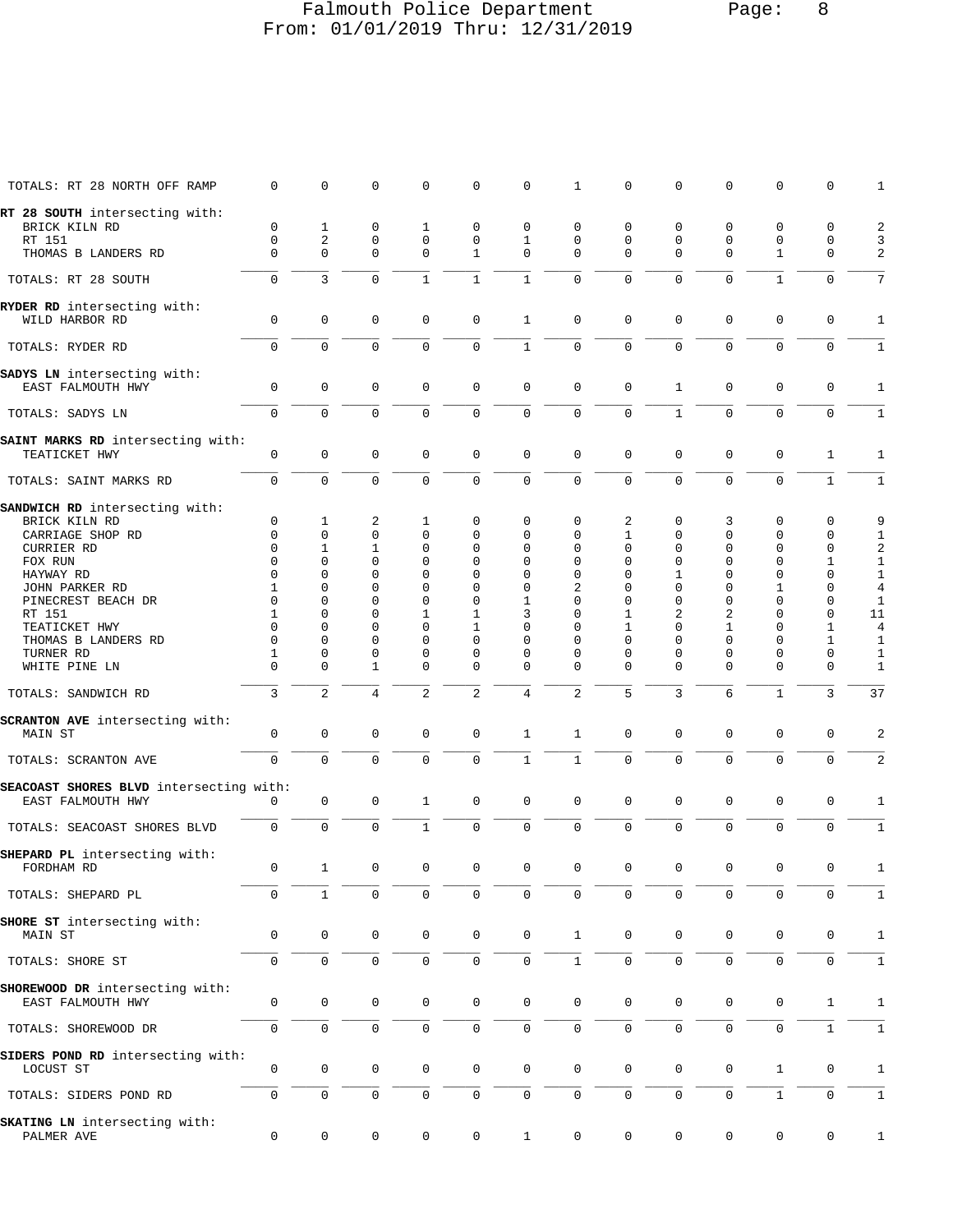| | | | | | | | | | | | | | |
|---|---|---|---|---|---|---|---|---|---|---|---|---|---|
| TOTALS: RT 28 NORTH OFF RAMP | 0 | 0 | 0 | 0 | 0 | 0 | 1 | 0 | 0 | 0 | 0 | 0 | 1 |
| **RT 28 SOUTH** intersecting with: | | | | | | | | | | | | | |
| BRICK KILN RD | 0 | 1 | 0 | 1 | 0 | 0 | 0 | 0 | 0 | 0 | 0 | 0 | 2 |
| RT 151 | 0 | 2 | 0 | 0 | 0 | 1 | 0 | 0 | 0 | 0 | 0 | 0 | 3 |
| THOMAS B LANDERS RD | 0 | 0 | 0 | 0 | 1 | 0 | 0 | 0 | 0 | 0 | 1 | 0 | 2 |
| TOTALS: RT 28 SOUTH | 0 | 3 | 0 | 1 | 1 | 1 | 0 | 0 | 0 | 0 | 1 | 0 | 7 |
| **RYDER RD** intersecting with: | | | | | | | | | | | | | |
| WILD HARBOR RD | 0 | 0 | 0 | 0 | 0 | 1 | 0 | 0 | 0 | 0 | 0 | 0 | 1 |
| TOTALS: RYDER RD | 0 | 0 | 0 | 0 | 0 | 1 | 0 | 0 | 0 | 0 | 0 | 0 | 1 |
| **SADYS LN** intersecting with: | | | | | | | | | | | | | |
| EAST FALMOUTH HWY | 0 | 0 | 0 | 0 | 0 | 0 | 0 | 0 | 1 | 0 | 0 | 0 | 1 |
| TOTALS: SADYS LN | 0 | 0 | 0 | 0 | 0 | 0 | 0 | 0 | 1 | 0 | 0 | 0 | 1 |
| **SAINT MARKS RD** intersecting with: | | | | | | | | | | | | | |
| TEATICKET HWY | 0 | 0 | 0 | 0 | 0 | 0 | 0 | 0 | 0 | 0 | 0 | 1 | 1 |
| TOTALS: SAINT MARKS RD | 0 | 0 | 0 | 0 | 0 | 0 | 0 | 0 | 0 | 0 | 0 | 1 | 1 |
| **SANDWICH RD** intersecting with: | | | | | | | | | | | | | |
| BRICK KILN RD | 0 | 1 | 2 | 1 | 0 | 0 | 0 | 2 | 0 | 3 | 0 | 0 | 9 |
| CARRIAGE SHOP RD | 0 | 0 | 0 | 0 | 0 | 0 | 0 | 1 | 0 | 0 | 0 | 0 | 1 |
| CURRIER RD | 0 | 1 | 1 | 0 | 0 | 0 | 0 | 0 | 0 | 0 | 0 | 0 | 2 |
| FOX RUN | 0 | 0 | 0 | 0 | 0 | 0 | 0 | 0 | 0 | 0 | 0 | 1 | 1 |
| HAYWAY RD | 0 | 0 | 0 | 0 | 0 | 0 | 0 | 0 | 1 | 0 | 0 | 0 | 1 |
| JOHN PARKER RD | 1 | 0 | 0 | 0 | 0 | 0 | 2 | 0 | 0 | 0 | 1 | 0 | 4 |
| PINECREST BEACH DR | 0 | 0 | 0 | 0 | 0 | 1 | 0 | 0 | 0 | 0 | 0 | 0 | 1 |
| RT 151 | 1 | 0 | 0 | 1 | 1 | 3 | 0 | 1 | 2 | 2 | 0 | 0 | 11 |
| TEATICKET HWY | 0 | 0 | 0 | 0 | 1 | 0 | 0 | 1 | 0 | 1 | 0 | 1 | 4 |
| THOMAS B LANDERS RD | 0 | 0 | 0 | 0 | 0 | 0 | 0 | 0 | 0 | 0 | 0 | 1 | 1 |
| TURNER RD | 1 | 0 | 0 | 0 | 0 | 0 | 0 | 0 | 0 | 0 | 0 | 0 | 1 |
| WHITE PINE LN | 0 | 0 | 1 | 0 | 0 | 0 | 0 | 0 | 0 | 0 | 0 | 0 | 1 |
| TOTALS: SANDWICH RD | 3 | 2 | 4 | 2 | 2 | 4 | 2 | 5 | 3 | 6 | 1 | 3 | 37 |
| **SCRANTON AVE** intersecting with: | | | | | | | | | | | | | |
| MAIN ST | 0 | 0 | 0 | 0 | 0 | 1 | 1 | 0 | 0 | 0 | 0 | 0 | 2 |
| TOTALS: SCRANTON AVE | 0 | 0 | 0 | 0 | 0 | 1 | 1 | 0 | 0 | 0 | 0 | 0 | 2 |
| **SEACOAST SHORES BLVD** intersecting with: | | | | | | | | | | | | | |
| EAST FALMOUTH HWY | 0 | 0 | 0 | 1 | 0 | 0 | 0 | 0 | 0 | 0 | 0 | 0 | 1 |
| TOTALS: SEACOAST SHORES BLVD | 0 | 0 | 0 | 1 | 0 | 0 | 0 | 0 | 0 | 0 | 0 | 0 | 1 |
| **SHEPARD PL** intersecting with: | | | | | | | | | | | | | |
| FORDHAM RD | 0 | 1 | 0 | 0 | 0 | 0 | 0 | 0 | 0 | 0 | 0 | 0 | 1 |
| TOTALS: SHEPARD PL | 0 | 1 | 0 | 0 | 0 | 0 | 0 | 0 | 0 | 0 | 0 | 0 | 1 |
| **SHORE ST** intersecting with: | | | | | | | | | | | | | |
| MAIN ST | 0 | 0 | 0 | 0 | 0 | 0 | 1 | 0 | 0 | 0 | 0 | 0 | 1 |
| TOTALS: SHORE ST | 0 | 0 | 0 | 0 | 0 | 0 | 1 | 0 | 0 | 0 | 0 | 0 | 1 |
| **SHOREWOOD DR** intersecting with: | | | | | | | | | | | | | |
| EAST FALMOUTH HWY | 0 | 0 | 0 | 0 | 0 | 0 | 0 | 0 | 0 | 0 | 0 | 1 | 1 |
| TOTALS: SHOREWOOD DR | 0 | 0 | 0 | 0 | 0 | 0 | 0 | 0 | 0 | 0 | 0 | 1 | 1 |
| **SIDERS POND RD** intersecting with: | | | | | | | | | | | | | |
| LOCUST ST | 0 | 0 | 0 | 0 | 0 | 0 | 0 | 0 | 0 | 0 | 1 | 0 | 1 |
| TOTALS: SIDERS POND RD | 0 | 0 | 0 | 0 | 0 | 0 | 0 | 0 | 0 | 0 | 1 | 0 | 1 |
| **SKATING LN** intersecting with: | | | | | | | | | | | | | |
| PALMER AVE | 0 | 0 | 0 | 0 | 0 | 1 | 0 | 0 | 0 | 0 | 0 | 0 | 1 |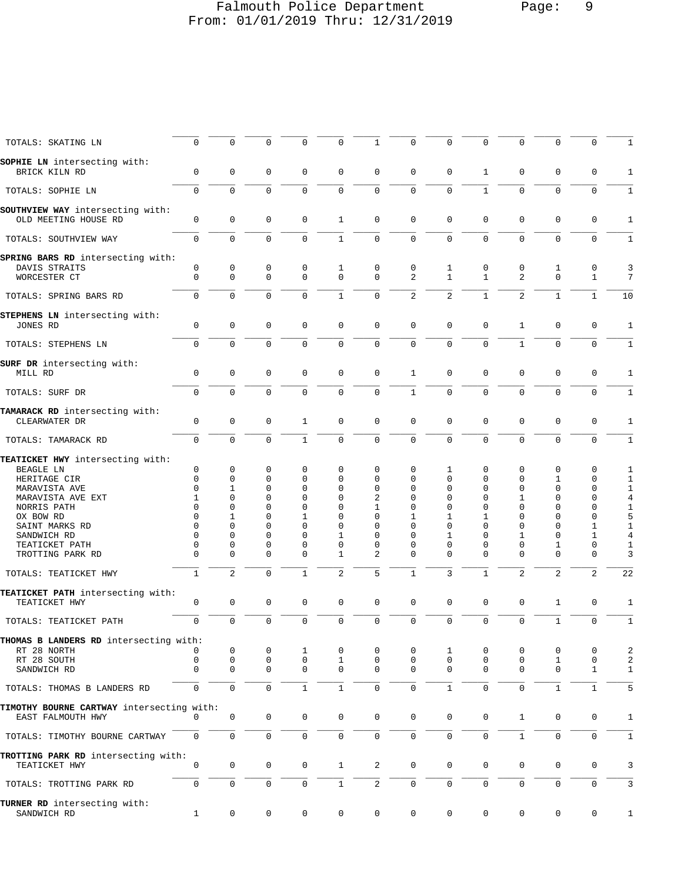| | | | | | | | | | | | | | |
|---|---|---|---|---|---|---|---|---|---|---|---|---|---|
| TOTALS: SKATING LN | 0 | 0 | 0 | 0 | 0 | 1 | 0 | 0 | 0 | 0 | 0 | 0 | 1 |
| **SOPHIE LN** intersecting with: | | | | | | | | | | | | | |
| BRICK KILN RD | 0 | 0 | 0 | 0 | 0 | 0 | 0 | 0 | 1 | 0 | 0 | 0 | 1 |
| TOTALS: SOPHIE LN | 0 | 0 | 0 | 0 | 0 | 0 | 0 | 0 | 1 | 0 | 0 | 0 | 1 |
| **SOUTHVIEW WAY** intersecting with: | | | | | | | | | | | | | |
| OLD MEETING HOUSE RD | 0 | 0 | 0 | 0 | 1 | 0 | 0 | 0 | 0 | 0 | 0 | 0 | 1 |
| TOTALS: SOUTHVIEW WAY | 0 | 0 | 0 | 0 | 1 | 0 | 0 | 0 | 0 | 0 | 0 | 0 | 1 |
| **SPRING BARS RD** intersecting with: | | | | | | | | | | | | | |
| DAVIS STRAITS | 0 | 0 | 0 | 0 | 1 | 0 | 0 | 1 | 0 | 0 | 1 | 0 | 3 |
| WORCESTER CT | 0 | 0 | 0 | 0 | 0 | 0 | 2 | 1 | 1 | 2 | 0 | 1 | 7 |
| TOTALS: SPRING BARS RD | 0 | 0 | 0 | 0 | 1 | 0 | 2 | 2 | 1 | 2 | 1 | 1 | 10 |
| **STEPHENS LN** intersecting with: | | | | | | | | | | | | | |
| JONES RD | 0 | 0 | 0 | 0 | 0 | 0 | 0 | 0 | 0 | 1 | 0 | 0 | 1 |
| TOTALS: STEPHENS LN | 0 | 0 | 0 | 0 | 0 | 0 | 0 | 0 | 0 | 1 | 0 | 0 | 1 |
| **SURF DR** intersecting with: | | | | | | | | | | | | | |
| MILL RD | 0 | 0 | 0 | 0 | 0 | 0 | 1 | 0 | 0 | 0 | 0 | 0 | 1 |
| TOTALS: SURF DR | 0 | 0 | 0 | 0 | 0 | 0 | 1 | 0 | 0 | 0 | 0 | 0 | 1 |
| **TAMARACK RD** intersecting with: | | | | | | | | | | | | | |
| CLEARWATER DR | 0 | 0 | 0 | 1 | 0 | 0 | 0 | 0 | 0 | 0 | 0 | 0 | 1 |
| TOTALS: TAMARACK RD | 0 | 0 | 0 | 1 | 0 | 0 | 0 | 0 | 0 | 0 | 0 | 0 | 1 |
| **TEATICKET HWY** intersecting with: | | | | | | | | | | | | | |
| BEAGLE LN | 0 | 0 | 0 | 0 | 0 | 0 | 0 | 1 | 0 | 0 | 0 | 0 | 1 |
| HERITAGE CIR | 0 | 0 | 0 | 0 | 0 | 0 | 0 | 0 | 0 | 0 | 1 | 0 | 1 |
| MARAVISTA AVE | 0 | 1 | 0 | 0 | 0 | 0 | 0 | 0 | 0 | 0 | 0 | 0 | 1 |
| MARAVISTA AVE EXT | 1 | 0 | 0 | 0 | 0 | 2 | 0 | 0 | 0 | 1 | 0 | 0 | 4 |
| NORRIS PATH | 0 | 0 | 0 | 0 | 0 | 1 | 0 | 0 | 0 | 0 | 0 | 0 | 1 |
| OX BOW RD | 0 | 1 | 0 | 1 | 0 | 0 | 1 | 1 | 1 | 0 | 0 | 0 | 5 |
| SAINT MARKS RD | 0 | 0 | 0 | 0 | 0 | 0 | 0 | 0 | 0 | 0 | 0 | 1 | 1 |
| SANDWICH RD | 0 | 0 | 0 | 0 | 1 | 0 | 0 | 1 | 0 | 1 | 0 | 1 | 4 |
| TEATICKET PATH | 0 | 0 | 0 | 0 | 0 | 0 | 0 | 0 | 0 | 0 | 1 | 0 | 1 |
| TROTTING PARK RD | 0 | 0 | 0 | 0 | 1 | 2 | 0 | 0 | 0 | 0 | 0 | 0 | 3 |
| TOTALS: TEATICKET HWY | 1 | 2 | 0 | 1 | 2 | 5 | 1 | 3 | 1 | 2 | 2 | 2 | 22 |
| **TEATICKET PATH** intersecting with: | | | | | | | | | | | | | |
| TEATICKET HWY | 0 | 0 | 0 | 0 | 0 | 0 | 0 | 0 | 0 | 0 | 1 | 0 | 1 |
| TOTALS: TEATICKET PATH | 0 | 0 | 0 | 0 | 0 | 0 | 0 | 0 | 0 | 0 | 1 | 0 | 1 |
| **THOMAS B LANDERS RD** intersecting with: | | | | | | | | | | | | | |
| RT 28 NORTH | 0 | 0 | 0 | 1 | 0 | 0 | 0 | 1 | 0 | 0 | 0 | 0 | 2 |
| RT 28 SOUTH | 0 | 0 | 0 | 0 | 1 | 0 | 0 | 0 | 0 | 0 | 1 | 0 | 2 |
| SANDWICH RD | 0 | 0 | 0 | 0 | 0 | 0 | 0 | 0 | 0 | 0 | 0 | 1 | 1 |
| TOTALS: THOMAS B LANDERS RD | 0 | 0 | 0 | 1 | 1 | 0 | 0 | 1 | 0 | 0 | 1 | 1 | 5 |
| **TIMOTHY BOURNE CARTWAY** intersecting with: | | | | | | | | | | | | | |
| EAST FALMOUTH HWY | 0 | 0 | 0 | 0 | 0 | 0 | 0 | 0 | 0 | 1 | 0 | 0 | 1 |
| TOTALS: TIMOTHY BOURNE CARTWAY | 0 | 0 | 0 | 0 | 0 | 0 | 0 | 0 | 0 | 1 | 0 | 0 | 1 |
| **TROTTING PARK RD** intersecting with: | | | | | | | | | | | | | |
| TEATICKET HWY | 0 | 0 | 0 | 0 | 1 | 2 | 0 | 0 | 0 | 0 | 0 | 0 | 3 |
| TOTALS: TROTTING PARK RD | 0 | 0 | 0 | 0 | 1 | 2 | 0 | 0 | 0 | 0 | 0 | 0 | 3 |
| **TURNER RD** intersecting with: | | | | | | | | | | | | | |
| SANDWICH RD | 1 | 0 | 0 | 0 | 0 | 0 | 0 | 0 | 0 | 0 | 0 | 0 | 1 |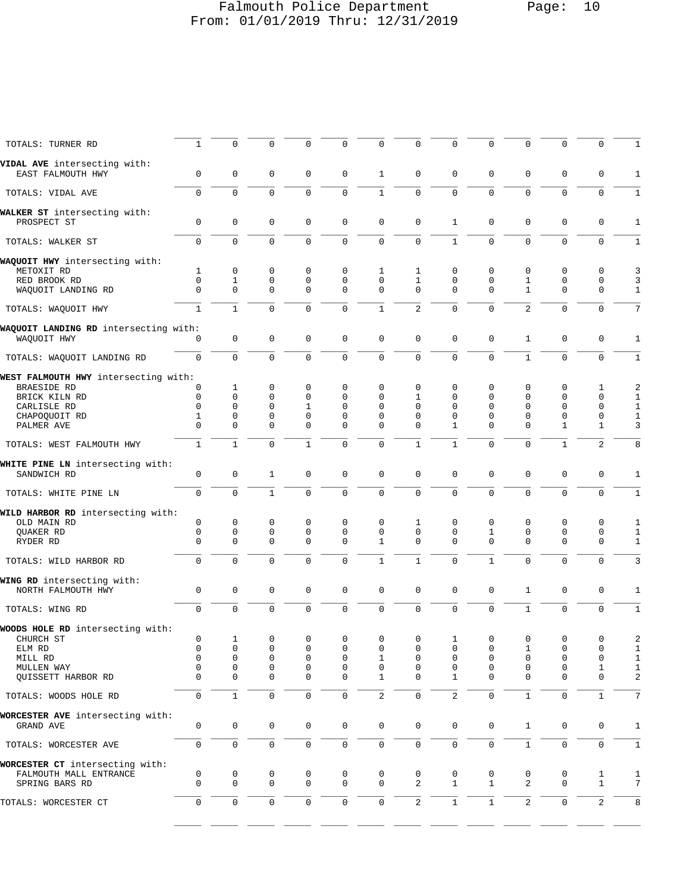# Falmouth Police Department
From: 01/01/2019 Thru: 12/31/2019

| | | | | | | | | | | | | | |
|---|---|---|---|---|---|---|---|---|---|---|---|---|---|
| TOTALS: TURNER RD | 1 | 0 | 0 | 0 | 0 | 0 | 0 | 0 | 0 | 0 | 0 | 0 | 1 |
| **VIDAL AVE** intersecting with: | | | | | | | | | | | | | |
| EAST FALMOUTH HWY | 0 | 0 | 0 | 0 | 0 | 1 | 0 | 0 | 0 | 0 | 0 | 0 | 1 |
| TOTALS: VIDAL AVE | 0 | 0 | 0 | 0 | 0 | 1 | 0 | 0 | 0 | 0 | 0 | 0 | 1 |
| **WALKER ST** intersecting with: | | | | | | | | | | | | | |
| PROSPECT ST | 0 | 0 | 0 | 0 | 0 | 0 | 0 | 1 | 0 | 0 | 0 | 0 | 1 |
| TOTALS: WALKER ST | 0 | 0 | 0 | 0 | 0 | 0 | 0 | 1 | 0 | 0 | 0 | 0 | 1 |
| **WAQUOIT HWY** intersecting with: | | | | | | | | | | | | | |
| METOXIT RD | 1 | 0 | 0 | 0 | 0 | 1 | 1 | 0 | 0 | 0 | 0 | 0 | 3 |
| RED BROOK RD | 0 | 1 | 0 | 0 | 0 | 0 | 1 | 0 | 0 | 1 | 0 | 0 | 3 |
| WAQUOIT LANDING RD | 0 | 0 | 0 | 0 | 0 | 0 | 0 | 0 | 0 | 1 | 0 | 0 | 1 |
| TOTALS: WAQUOIT HWY | 1 | 1 | 0 | 0 | 0 | 1 | 2 | 0 | 0 | 2 | 0 | 0 | 7 |
| **WAQUOIT LANDING RD** intersecting with: | | | | | | | | | | | | | |
| WAQUOIT HWY | 0 | 0 | 0 | 0 | 0 | 0 | 0 | 0 | 0 | 1 | 0 | 0 | 1 |
| TOTALS: WAQUOIT LANDING RD | 0 | 0 | 0 | 0 | 0 | 0 | 0 | 0 | 0 | 1 | 0 | 0 | 1 |
| **WEST FALMOUTH HWY** intersecting with: | | | | | | | | | | | | | |
| BRAESIDE RD | 0 | 1 | 0 | 0 | 0 | 0 | 0 | 0 | 0 | 0 | 0 | 1 | 2 |
| BRICK KILN RD | 0 | 0 | 0 | 0 | 0 | 0 | 1 | 0 | 0 | 0 | 0 | 0 | 1 |
| CARLISLE RD | 0 | 0 | 0 | 1 | 0 | 0 | 0 | 0 | 0 | 0 | 0 | 0 | 1 |
| CHAPOQUOIT RD | 1 | 0 | 0 | 0 | 0 | 0 | 0 | 0 | 0 | 0 | 0 | 0 | 1 |
| PALMER AVE | 0 | 0 | 0 | 0 | 0 | 0 | 0 | 1 | 0 | 0 | 1 | 1 | 3 |
| TOTALS: WEST FALMOUTH HWY | 1 | 1 | 0 | 1 | 0 | 0 | 1 | 1 | 0 | 0 | 1 | 2 | 8 |
| **WHITE PINE LN** intersecting with: | | | | | | | | | | | | | |
| SANDWICH RD | 0 | 0 | 1 | 0 | 0 | 0 | 0 | 0 | 0 | 0 | 0 | 0 | 1 |
| TOTALS: WHITE PINE LN | 0 | 0 | 1 | 0 | 0 | 0 | 0 | 0 | 0 | 0 | 0 | 0 | 1 |
| **WILD HARBOR RD** intersecting with: | | | | | | | | | | | | | |
| OLD MAIN RD | 0 | 0 | 0 | 0 | 0 | 0 | 1 | 0 | 0 | 0 | 0 | 0 | 1 |
| QUAKER RD | 0 | 0 | 0 | 0 | 0 | 0 | 0 | 0 | 1 | 0 | 0 | 0 | 1 |
| RYDER RD | 0 | 0 | 0 | 0 | 0 | 1 | 0 | 0 | 0 | 0 | 0 | 0 | 1 |
| TOTALS: WILD HARBOR RD | 0 | 0 | 0 | 0 | 0 | 1 | 1 | 0 | 1 | 0 | 0 | 0 | 3 |
| **WING RD** intersecting with: | | | | | | | | | | | | | |
| NORTH FALMOUTH HWY | 0 | 0 | 0 | 0 | 0 | 0 | 0 | 0 | 0 | 1 | 0 | 0 | 1 |
| TOTALS: WING RD | 0 | 0 | 0 | 0 | 0 | 0 | 0 | 0 | 0 | 1 | 0 | 0 | 1 |
| **WOODS HOLE RD** intersecting with: | | | | | | | | | | | | | |
| CHURCH ST | 0 | 1 | 0 | 0 | 0 | 0 | 0 | 1 | 0 | 0 | 0 | 0 | 2 |
| ELM RD | 0 | 0 | 0 | 0 | 0 | 0 | 0 | 0 | 0 | 1 | 0 | 0 | 1 |
| MILL RD | 0 | 0 | 0 | 0 | 0 | 1 | 0 | 0 | 0 | 0 | 0 | 0 | 1 |
| MULLEN WAY | 0 | 0 | 0 | 0 | 0 | 0 | 0 | 0 | 0 | 0 | 0 | 1 | 1 |
| QUISSETT HARBOR RD | 0 | 0 | 0 | 0 | 0 | 1 | 0 | 1 | 0 | 0 | 0 | 0 | 2 |
| TOTALS: WOODS HOLE RD | 0 | 1 | 0 | 0 | 0 | 2 | 0 | 2 | 0 | 1 | 0 | 1 | 7 |
| **WORCESTER AVE** intersecting with: | | | | | | | | | | | | | |
| GRAND AVE | 0 | 0 | 0 | 0 | 0 | 0 | 0 | 0 | 0 | 1 | 0 | 0 | 1 |
| TOTALS: WORCESTER AVE | 0 | 0 | 0 | 0 | 0 | 0 | 0 | 0 | 0 | 1 | 0 | 0 | 1 |
| **WORCESTER CT** intersecting with: | | | | | | | | | | | | | |
| FALMOUTH MALL ENTRANCE | 0 | 0 | 0 | 0 | 0 | 0 | 0 | 0 | 0 | 0 | 0 | 1 | 1 |
| SPRING BARS RD | 0 | 0 | 0 | 0 | 0 | 0 | 2 | 1 | 1 | 2 | 0 | 1 | 7 |
| TOTALS: WORCESTER CT | 0 | 0 | 0 | 0 | 0 | 0 | 2 | 1 | 1 | 2 | 0 | 2 | 8 |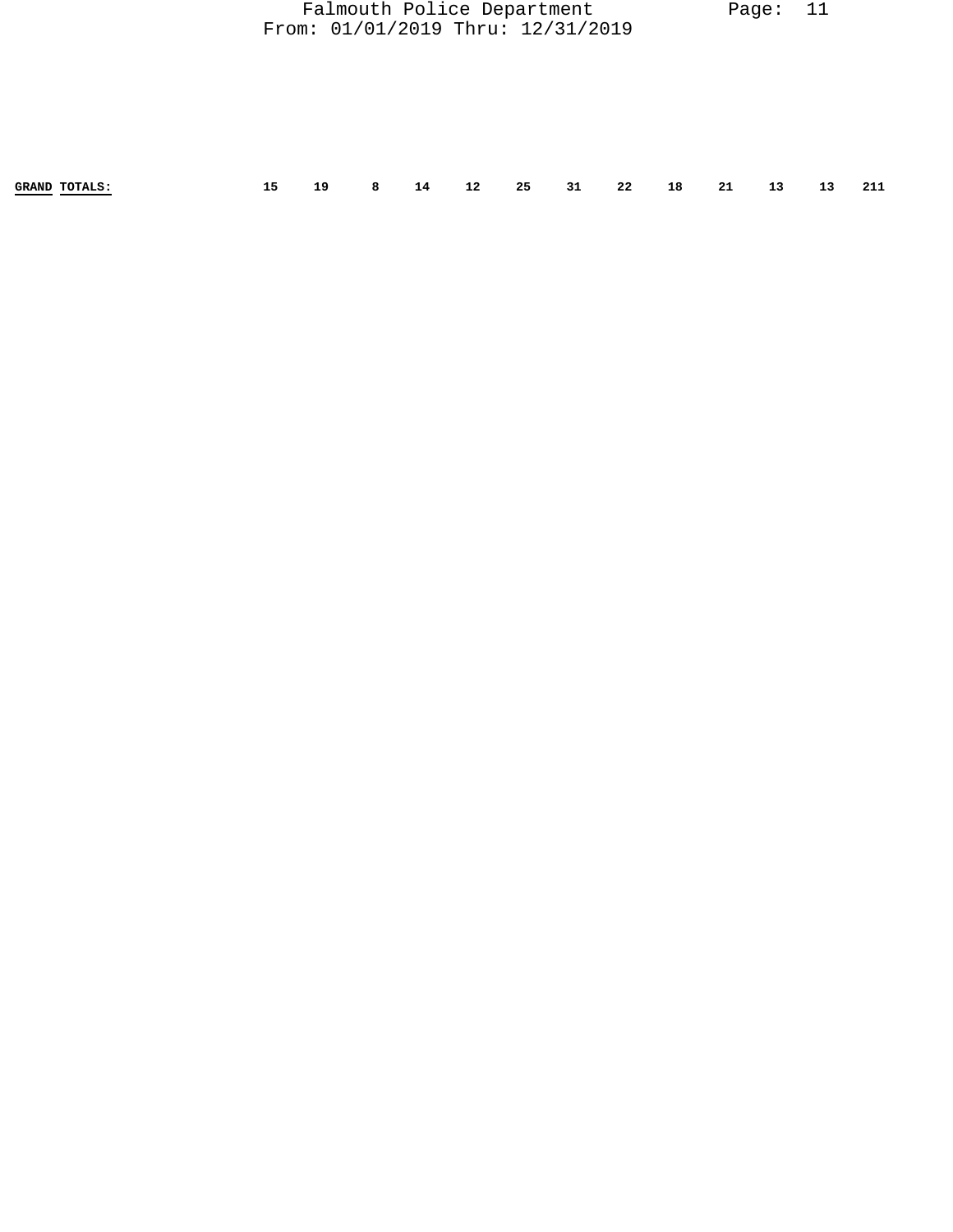| | | | | | | | | | | | | | |
|---|---|---|---|---|---|---|---|---|---|---|---|---|---|
| **GRAND TOTALS:** | **15** | **19** | **8** | **14** | **12** | **25** | **31** | **22** | **18** | **21** | **13** | **13** | **211** |